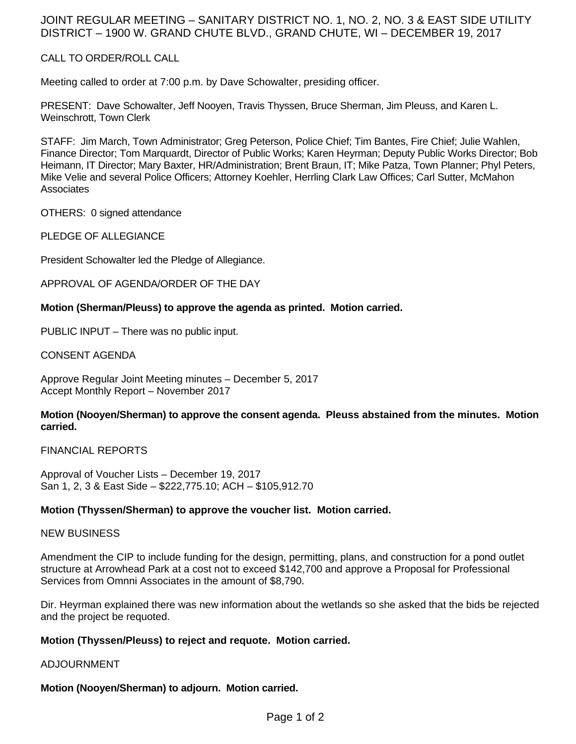# JOINT REGULAR MEETING – SANITARY DISTRICT NO. 1, NO. 2, NO. 3 & EAST SIDE UTILITY DISTRICT – 1900 W. GRAND CHUTE BLVD., GRAND CHUTE, WI – DECEMBER 19, 2017

## CALL TO ORDER/ROLL CALL

Meeting called to order at 7:00 p.m. by Dave Schowalter, presiding officer.

PRESENT: Dave Schowalter, Jeff Nooyen, Travis Thyssen, Bruce Sherman, Jim Pleuss, and Karen L. Weinschrott, Town Clerk

STAFF: Jim March, Town Administrator; Greg Peterson, Police Chief; Tim Bantes, Fire Chief; Julie Wahlen, Finance Director; Tom Marquardt, Director of Public Works; Karen Heyrman; Deputy Public Works Director; Bob Heimann, IT Director; Mary Baxter, HR/Administration; Brent Braun, IT; Mike Patza, Town Planner; Phyl Peters, Mike Velie and several Police Officers; Attorney Koehler, Herrling Clark Law Offices; Carl Sutter, McMahon Associates

OTHERS: 0 signed attendance

## PLEDGE OF ALLEGIANCE

President Schowalter led the Pledge of Allegiance.

## APPROVAL OF AGENDA/ORDER OF THE DAY

**Motion (Sherman/Pleuss) to approve the agenda as printed. Motion carried.**

PUBLIC INPUT – There was no public input.

## CONSENT AGENDA

Approve Regular Joint Meeting minutes – December 5, 2017
Accept Monthly Report – November 2017

**Motion (Nooyen/Sherman) to approve the consent agenda. Pleuss abstained from the minutes. Motion carried.**

## FINANCIAL REPORTS

Approval of Voucher Lists – December 19, 2017
San 1, 2, 3 & East Side – $222,775.10; ACH – $105,912.70

**Motion (Thyssen/Sherman) to approve the voucher list. Motion carried.**

## NEW BUSINESS

Amendment the CIP to include funding for the design, permitting, plans, and construction for a pond outlet structure at Arrowhead Park at a cost not to exceed $142,700 and approve a Proposal for Professional Services from Omnni Associates in the amount of $8,790.

Dir. Heyrman explained there was new information about the wetlands so she asked that the bids be rejected and the project be requoted.

**Motion (Thyssen/Pleuss) to reject and requote. Motion carried.**

## ADJOURNMENT

**Motion (Nooyen/Sherman) to adjourn. Motion carried.**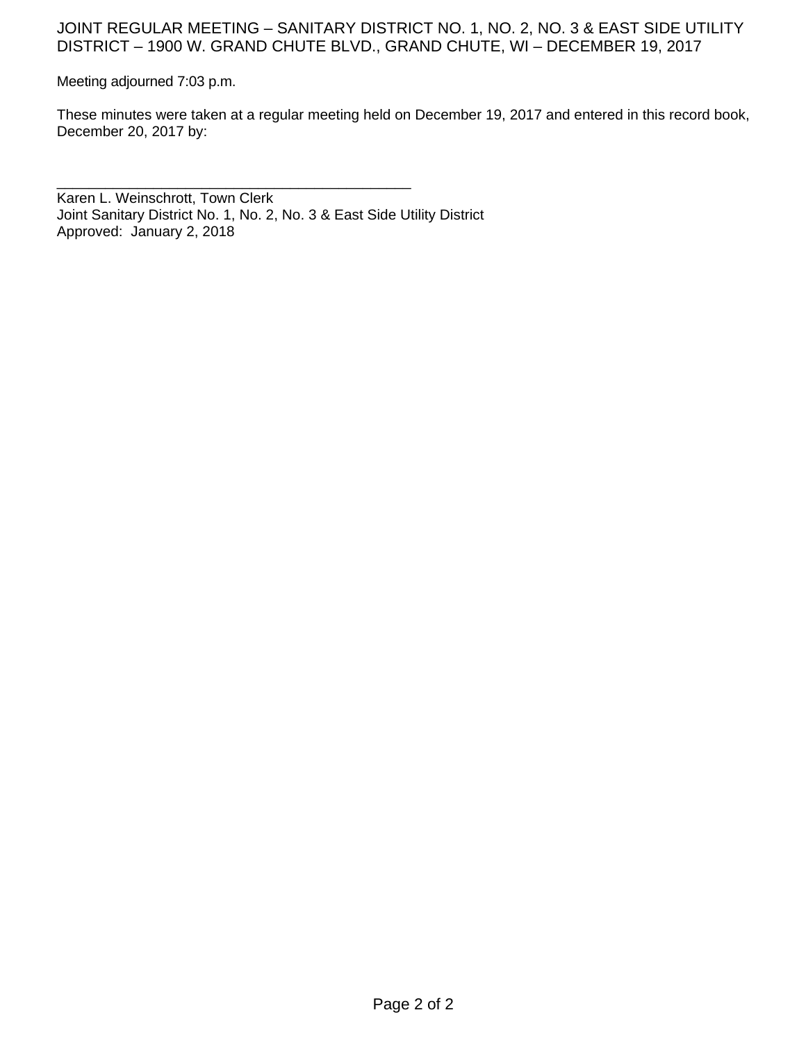Meeting adjourned 7:03 p.m.

These minutes were taken at a regular meeting held on December 19, 2017 and entered in this record book, December 20, 2017 by:

_____________________________________________

Karen L. Weinschrott, Town Clerk
Joint Sanitary District No. 1, No. 2, No. 3 & East Side Utility District
Approved: January 2, 2018